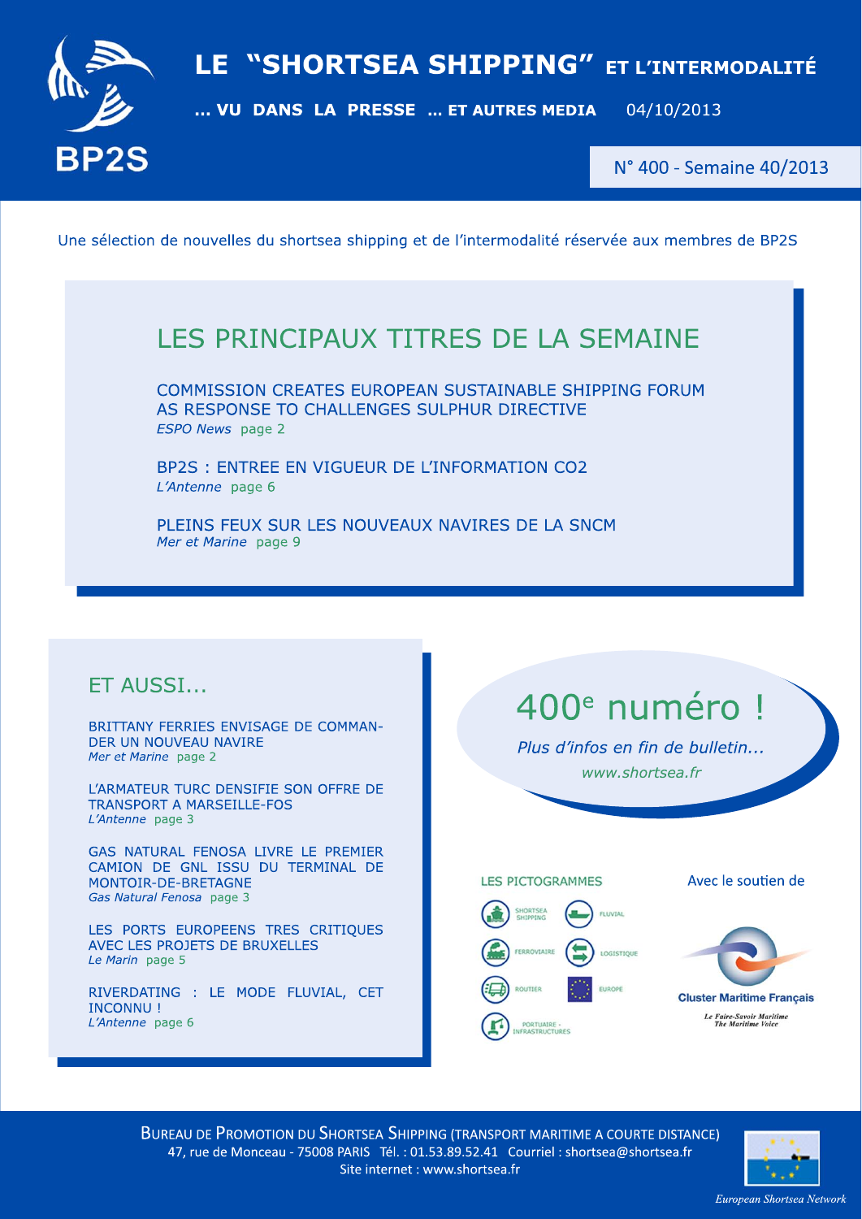# LE "SHORTSEA SHIPPING" ET L'INTERMODALITÉ

**… VU DANS LA PRESSE … ET AUTRES MEDIA** 04/10/2013

BP2S

N° 400 - Semaine 40/2013

Une sélection de nouvelles du shortsea shipping et de l'intermodalité réservée aux membres de BP2S

## LES PRINCIPAUX TITRES DE LA SEMAINE

COMMISSION CREATES EUROPEAN SUSTAINABLE SHIPPING FORUM AS RESPONSE TO CHALLENGES SULPHUR DIRECTIVE
*ESPO News* page 2

BP2S : ENTREE EN VIGUEUR DE L'INFORMATION CO2
*L'Antenne* page 6

PLEINS FEUX SUR LES NOUVEAUX NAVIRES DE LA SNCM
*Mer et Marine* page 9

## ET AUSSI...

BRITTANY FERRIES ENVISAGE DE COMMANDER UN NOUVEAU NAVIRE
*Mer et Marine* page 2

L'ARMATEUR TURC DENSIFIE SON OFFRE DE TRANSPORT A MARSEILLE-FOS
*L'Antenne* page 3

GAS NATURAL FENOSA LIVRE LE PREMIER CAMION DE GNL ISSU DU TERMINAL DE MONTOIR-DE-BRETAGNE
*Gas Natural Fenosa* page 3

LES PORTS EUROPEENS TRES CRITIQUES AVEC LES PROJETS DE BRUXELLES
*Le Marin* page 5

RIVERDATING : LE MODE FLUVIAL, CET INCONNU !
*L'Antenne* page 6

## 400e numéro !

*Plus d'infos en fin de bulletin...*

*www.shortsea.fr*

LES PICTOGRAMMES

- SHORTSEA SHIPPING
- FLUVIAL
- FERROVIAIRE
- LOGISTIQUE
- ROUTIER
- EUROPE
- PORTUAIRE - INFRASTRUCTURES

Avec le soutien de

Cluster Maritime Français
*Le Faire-Savoir Maritime*
*The Maritime Voice*

BUREAU DE PROMOTION DU SHORTSEA SHIPPING (TRANSPORT MARITIME A COURTE DISTANCE)
47, rue de Monceau - 75008 PARIS Tél. : 01.53.89.52.41 Courriel : shortsea@shortsea.fr
Site internet : www.shortsea.fr

*European Shortsea Network*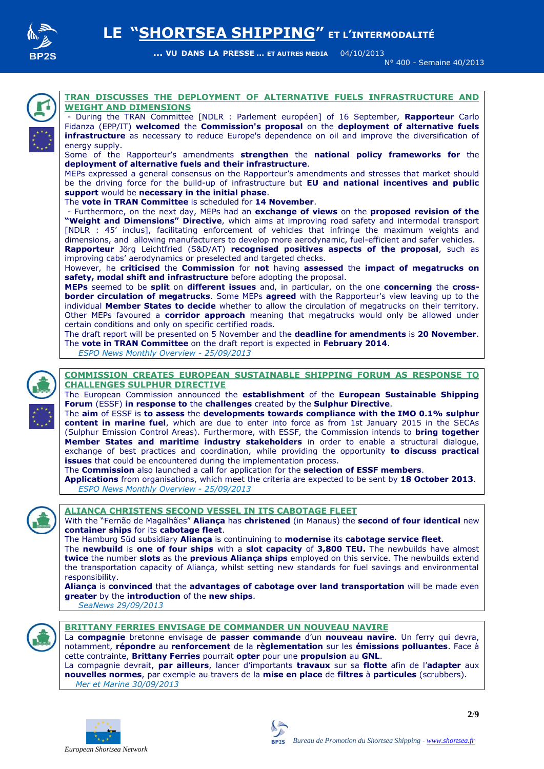## TRAN DISCUSSES THE DEPLOYMENT OF ALTERNATIVE FUELS INFRASTRUCTURE AND WEIGHT AND DIMENSIONS

- During the TRAN Committee [NDLR : Parlement européen] of 16 September, **Rapporteur** Carlo Fidanza (EPP/IT) **welcomed** the **Commission's proposal** on the **deployment of alternative fuels infrastructure** as necessary to reduce Europe's dependence on oil and improve the diversification of energy supply.

Some of the Rapporteur's amendments **strengthen** the **national policy frameworks for** the **deployment of alternative fuels and their infrastructure**.

MEPs expressed a general consensus on the Rapporteur's amendments and stresses that market should be the driving force for the build-up of infrastructure but **EU and national incentives and public support** would be **necessary in the initial phase**.

The **vote in TRAN Committee** is scheduled for **14 November**.

- Furthermore, on the next day, MEPs had an **exchange of views** on the **proposed revision of the "Weight and Dimensions" Directive**, which aims at improving road safety and intermodal transport [NDLR : 45' inclus], facilitating enforcement of vehicles that infringe the maximum weights and dimensions, and allowing manufacturers to develop more aerodynamic, fuel-efficient and safer vehicles.

**Rapporteur** Jörg Leichtfried (S&D/AT) **recognised positives aspects of the proposal**, such as improving cabs' aerodynamics or preselected and targeted checks.

However, he **criticised** the **Commission** for **not** having **assessed** the **impact of megatrucks on safety, modal shift and infrastructure** before adopting the proposal.

**MEPs** seemed to be **split** on **different issues** and, in particular, on the one **concerning** the **cross-border circulation of megatrucks**. Some MEPs **agreed** with the Rapporteur's view leaving up to the individual **Member States to decide** whether to allow the circulation of megatrucks on their territory. Other MEPs favoured a **corridor approach** meaning that megatrucks would only be allowed under certain conditions and only on specific certified roads.

The draft report will be presented on 5 November and the **deadline for amendments** is **20 November**.

The **vote in TRAN Committee** on the draft report is expected in **February 2014**.

*ESPO News Monthly Overview - 25/09/2013*

## COMMISSION CREATES EUROPEAN SUSTAINABLE SHIPPING FORUM AS RESPONSE TO CHALLENGES SULPHUR DIRECTIVE

The European Commission announced the **establishment** of the **European Sustainable Shipping Forum** (ESSF) **in response to** the **challenges** created by the **Sulphur Directive**.

The **aim** of ESSF is **to assess** the **developments towards compliance with the IMO 0.1% sulphur content in marine fuel**, which are due to enter into force as from 1st January 2015 in the SECAs (Sulphur Emission Control Areas). Furthermore, with ESSF, the Commission intends to **bring together Member States and maritime industry stakeholders** in order to enable a structural dialogue, exchange of best practices and coordination, while providing the opportunity **to discuss practical issues** that could be encountered during the implementation process.

The **Commission** also launched a call for application for the **selection of ESSF members**.

**Applications** from organisations, which meet the criteria are expected to be sent by **18 October 2013**.

*ESPO News Monthly Overview - 25/09/2013*

## ALIANÇA CHRISTENS SECOND VESSEL IN ITS CABOTAGE FLEET

With the "Fernão de Magalhães" **Aliança** has **christened** (in Manaus) the **second of four identical** new **container ships** for its **cabotage fleet**.

The Hamburg Süd subsidiary **Aliança** is continuining to **modernise** its **cabotage service fleet**.

The **newbuild** is **one of four ships** with a **slot capacity** of **3,800 TEU.** The newbuilds have almost **twice** the number **slots** as the **previous Aliança ships** employed on this service. The newbuilds extend the transportation capacity of Aliança, whilst setting new standards for fuel savings and environmental responsibility.

**Aliança** is **convinced** that the **advantages of cabotage over land transportation** will be made even **greater** by the **introduction** of the **new ships**.

*SeaNews 29/09/2013*

## BRITTANY FERRIES ENVISAGE DE COMMANDER UN NOUVEAU NAVIRE

La **compagnie** bretonne envisage de **passer commande** d'un **nouveau navire**. Un ferry qui devra, notamment, **répondre** au **renforcement** de la **règlementation** sur les **émissions polluantes**. Face à cette contrainte, **Brittany Ferries** pourrait **opter** pour une **propulsion** au **GNL**.

La compagnie devrait, **par ailleurs**, lancer d'importants **travaux** sur sa **flotte** afin de l'**adapter** aux **nouvelles normes**, par exemple au travers de la **mise en place** de **filtres** à **particules** (scrubbers).

*Mer et Marine 30/09/2013*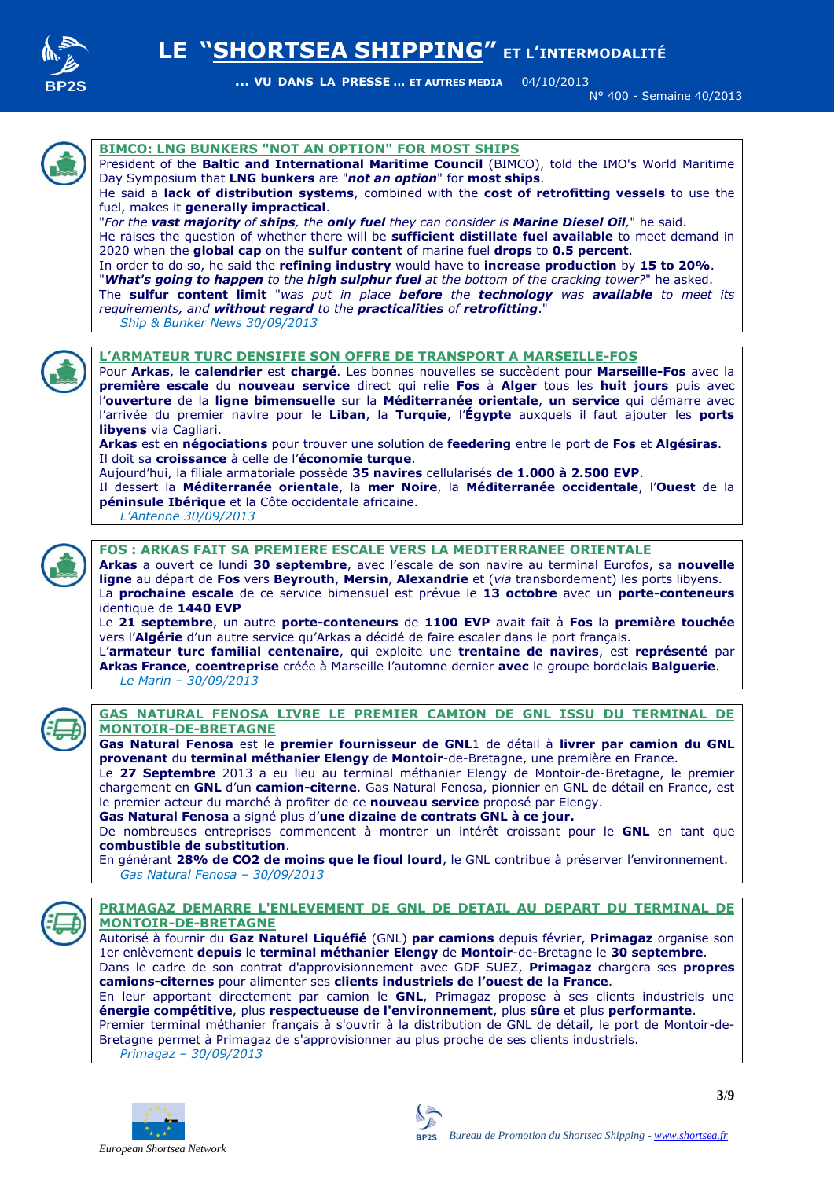## BIMCO: LNG BUNKERS "NOT AN OPTION" FOR MOST SHIPS

President of the **Baltic and International Maritime Council** (BIMCO), told the IMO's World Maritime Day Symposium that **LNG bunkers** are "***not an option***" for **most ships**.
He said a **lack of distribution systems**, combined with the **cost of retrofitting vessels** to use the fuel, makes it **generally impractical**.
"*For the **vast majority** of **ships**, the **only fuel** they can consider is **Marine Diesel Oil**,*" he said.
He raises the question of whether there will be **sufficient distillate fuel available** to meet demand in 2020 when the **global cap** on the **sulfur content** of marine fuel **drops** to **0.5 percent**.
In order to do so, he said the **refining industry** would have to **increase production** by **15 to 20%**.
"***What's going to happen** to the **high sulphur fuel** at the bottom of the cracking tower?*" he asked.
The **sulfur content limit** "*was put in place **before** the **technology** was **available** to meet its requirements, and **without regard** to the **practicalities** of **retrofitting**.*"

*Ship & Bunker News 30/09/2013*

## L'ARMATEUR TURC DENSIFIE SON OFFRE DE TRANSPORT A MARSEILLE-FOS

Pour **Arkas**, le **calendrier** est **chargé**. Les bonnes nouvelles se succèdent pour **Marseille-Fos** avec la **première escale** du **nouveau service** direct qui relie **Fos** à **Alger** tous les **huit jours** puis avec l'**ouverture** de la **ligne bimensuelle** sur la **Méditerranée orientale**, **un service** qui démarre avec l'arrivée du premier navire pour le **Liban**, la **Turquie**, l'**Égypte** auxquels il faut ajouter les **ports libyens** via Cagliari.
**Arkas** est en **négociations** pour trouver une solution de **feedering** entre le port de **Fos** et **Algésiras**.
Il doit sa **croissance** à celle de l'**économie turque**.
Aujourd'hui, la filiale armatoriale possède **35 navires** cellularisés **de 1.000 à 2.500 EVP**.
Il dessert la **Méditerranée orientale**, la **mer Noire**, la **Méditerranée occidentale**, l'**Ouest** de la **péninsule Ibérique** et la Côte occidentale africaine.

*L'Antenne 30/09/2013*

## FOS : ARKAS FAIT SA PREMIERE ESCALE VERS LA MEDITERRANEE ORIENTALE

**Arkas** a ouvert ce lundi **30 septembre**, avec l'escale de son navire au terminal Eurofos, sa **nouvelle ligne** au départ de **Fos** vers **Beyrouth**, **Mersin**, **Alexandrie** et (*via* transbordement) les ports libyens.
La **prochaine escale** de ce service bimensuel est prévue le **13 octobre** avec un **porte-conteneurs** identique de **1440 EVP**
Le **21 septembre**, un autre **porte-conteneurs** de **1100 EVP** avait fait à **Fos** la **première touchée** vers l'**Algérie** d'un autre service qu'Arkas a décidé de faire escaler dans le port français.
L'**armateur turc familial centenaire**, qui exploite une **trentaine de navires**, est **représenté** par **Arkas France**, **coentreprise** créée à Marseille l'automne dernier **avec** le groupe bordelais **Balguerie**.

*Le Marin – 30/09/2013*

## GAS NATURAL FENOSA LIVRE LE PREMIER CAMION DE GNL ISSU DU TERMINAL DE MONTOIR-DE-BRETAGNE

**Gas Natural Fenosa** est le **premier fournisseur de GNL**1 de détail à **livrer par camion du GNL provenant** du **terminal méthanier Elengy** de **Montoir**-de-Bretagne, une première en France.
Le **27 Septembre** 2013 a eu lieu au terminal méthanier Elengy de Montoir-de-Bretagne, le premier chargement en **GNL** d'un **camion-citerne**. Gas Natural Fenosa, pionnier en GNL de détail en France, est le premier acteur du marché à profiter de ce **nouveau service** proposé par Elengy.
**Gas Natural Fenosa** a signé plus d'**une dizaine de contrats GNL à ce jour.**
De nombreuses entreprises commencent à montrer un intérêt croissant pour le **GNL** en tant que **combustible de substitution**.
En générant **28% de CO2 de moins que le fioul lourd**, le GNL contribue à préserver l'environnement.

*Gas Natural Fenosa – 30/09/2013*

## PRIMAGAZ DEMARRE L'ENLEVEMENT DE GNL DE DETAIL AU DEPART DU TERMINAL DE MONTOIR-DE-BRETAGNE

Autorisé à fournir du **Gaz Naturel Liquéfié** (GNL) **par camions** depuis février, **Primagaz** organise son 1er enlèvement **depuis** le **terminal méthanier Elengy** de **Montoir**-de-Bretagne le **30 septembre**.
Dans le cadre de son contrat d'approvisionnement avec GDF SUEZ, **Primagaz** chargera ses **propres camions-citernes** pour alimenter ses **clients industriels de l'ouest de la France**.
En leur apportant directement par camion le **GNL**, Primagaz propose à ses clients industriels une **énergie compétitive**, plus **respectueuse de l'environnement**, plus **sûre** et plus **performante**.
Premier terminal méthanier français à s'ouvrir à la distribution de GNL de détail, le port de Montoir-de-Bretagne permet à Primagaz de s'approvisionner au plus proche de ses clients industriels.

*Primagaz – 30/09/2013*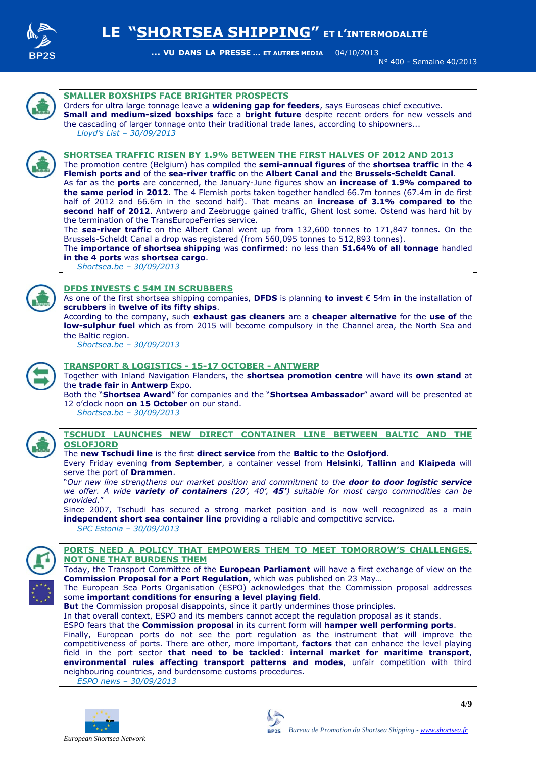## SMALLER BOXSHIPS FACE BRIGHTER PROSPECTS

Orders for ultra large tonnage leave a **widening gap for feeders**, says Euroseas chief executive.
**Small and medium-sized boxships** face a **bright future** despite recent orders for new vessels and the cascading of larger tonnage onto their traditional trade lanes, according to shipowners...

*Lloyd's List – 30/09/2013*

## SHORTSEA TRAFFIC RISEN BY 1.9% BETWEEN THE FIRST HALVES OF 2012 AND 2013

The promotion centre (Belgium) has compiled the **semi-annual figures** of the **shortsea traffic** in the **4 Flemish ports and** of the **sea-river traffic** on the **Albert Canal and** the **Brussels-Scheldt Canal**.
As far as the **ports** are concerned, the January-June figures show an **increase of 1.9% compared to the same period** in **2012**. The 4 Flemish ports taken together handled 66.7m tonnes (67.4m in de first half of 2012 and 66.6m in the second half). That means an **increase of 3.1% compared to** the **second half of 2012**. Antwerp and Zeebrugge gained traffic, Ghent lost some. Ostend was hard hit by the termination of the TransEuropeFerries service.
The **sea-river traffic** on the Albert Canal went up from 132,600 tonnes to 171,847 tonnes. On the Brussels-Scheldt Canal a drop was registered (from 560,095 tonnes to 512,893 tonnes).
The **importance of shortsea shipping** was **confirmed**: no less than **51.64% of all tonnage** handled **in the 4 ports** was **shortsea cargo**.

*Shortsea.be – 30/09/2013*

## DFDS INVESTS € 54M IN SCRUBBERS

As one of the first shortsea shipping companies, **DFDS** is planning **to invest** € 54m **in** the installation of **scrubbers** in **twelve of its fifty ships**.
According to the company, such **exhaust gas cleaners** are a **cheaper alternative** for the **use of** the **low-sulphur fuel** which as from 2015 will become compulsory in the Channel area, the North Sea and the Baltic region.

*Shortsea.be – 30/09/2013*

## TRANSPORT & LOGISTICS - 15-17 OCTOBER - ANTWERP

Together with Inland Navigation Flanders, the **shortsea promotion centre** will have its **own stand** at the **trade fair** in **Antwerp** Expo.
Both the "**Shortsea Award**" for companies and the "**Shortsea Ambassador**" award will be presented at 12 o'clock noon **on 15 October** on our stand.

*Shortsea.be – 30/09/2013*

## TSCHUDI LAUNCHES NEW DIRECT CONTAINER LINE BETWEEN BALTIC AND THE OSLOFJORD

The **new Tschudi line** is the first **direct service** from the **Baltic to** the **Oslofjord**.
Every Friday evening **from September**, a container vessel from **Helsinki**, **Tallinn** and **Klaipeda** will serve the port of **Drammen**.
"*Our new line strengthens our market position and commitment to the* ***door to door logistic service*** *we offer. A wide* ***variety of containers*** *(20', 40',* ***45'****) suitable for most cargo commodities can be provided*."
Since 2007, Tschudi has secured a strong market position and is now well recognized as a main **independent short sea container line** providing a reliable and competitive service.

*SPC Estonia – 30/09/2013*

## PORTS NEED A POLICY THAT EMPOWERS THEM TO MEET TOMORROW'S CHALLENGES, NOT ONE THAT BURDENS THEM

Today, the Transport Committee of the **European Parliament** will have a first exchange of view on the **Commission Proposal for a Port Regulation**, which was published on 23 May…
The European Sea Ports Organisation (ESPO) acknowledges that the Commission proposal addresses some **important conditions for ensuring a level playing field**.
**But** the Commission proposal disappoints, since it partly undermines those principles.
In that overall context, ESPO and its members cannot accept the regulation proposal as it stands.
ESPO fears that the **Commission proposal** in its current form will **hamper well performing ports**.
Finally, European ports do not see the port regulation as the instrument that will improve the competitiveness of ports. There are other, more important, **factors** that can enhance the level playing field in the port sector **that need to be tackled**: **internal market for maritime transport**, **environmental rules affecting transport patterns and modes**, unfair competition with third neighbouring countries, and burdensome customs procedures.

*ESPO news – 30/09/2013*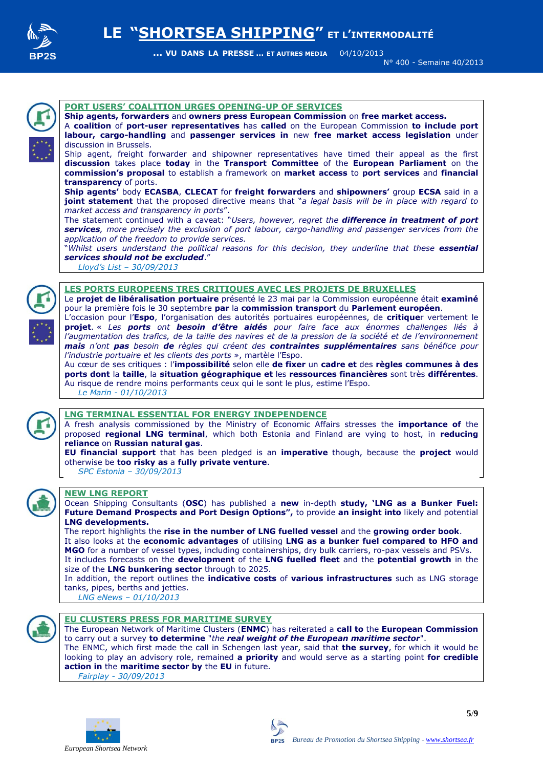## PORT USERS' COALITION URGES OPENING-UP OF SERVICES

**Ship agents, forwarders** and **owners press European Commission** on **free market access.**

A **coalition** of **port-user representatives** has **called** on the European Commission **to include port labour, cargo-handling** and **passenger services in** new **free market access legislation** under discussion in Brussels.

Ship agent, freight forwarder and shipowner representatives have timed their appeal as the first **discussion** takes place **today** in the **Transport Committee** of the **European Parliament** on the **commission's proposal** to establish a framework on **market access** to **port services** and **financial transparency** of ports.

**Ship agents'** body **ECASBA**, **CLECAT** for **freight forwarders** and **shipowners'** group **ECSA** said in a **joint statement** that the proposed directive means that "*a legal basis will be in place with regard to market access and transparency in ports*".

The statement continued with a caveat: "*Users, however, regret the **difference in treatment of port services**, more precisely the exclusion of port labour, cargo-handling and passenger services from the application of the freedom to provide services.*

"*Whilst users understand the political reasons for this decision, they underline that these **essential services should not be excluded**.*"

*Lloyd's List – 30/09/2013*

## LES PORTS EUROPEENS TRES CRITIQUES AVEC LES PROJETS DE BRUXELLES

Le **projet de libéralisation portuaire** présenté le 23 mai par la Commission européenne était **examiné** pour la première fois le 30 septembre **par** la **commission transport** du **Parlement européen**.

L'occasion pour l'**Espo**, l'organisation des autorités portuaires européennes, de **critique**r vertement le **projet**. « *Les **ports** ont **besoin d'être aidés** pour faire face aux énormes challenges liés à l'augmentation des trafics, de la taille des navires et de la pression de la société et de l'environnement **mais** n'ont **pas** besoin **de** règles qui créent des **contraintes supplémentaires** sans bénéfice pour l'industrie portuaire et les clients des ports* », martèle l'Espo.

Au cœur de ses critiques : l'**impossibilité** selon elle **de fixer** un **cadre et** des **règles communes à des ports dont** la **taille**, la **situation géographique et** les **ressources financières** sont très **différentes**. Au risque de rendre moins performants ceux qui le sont le plus, estime l'Espo.

*Le Marin - 01/10/2013*

## LNG TERMINAL ESSENTIAL FOR ENERGY INDEPENDENCE

A fresh analysis commissioned by the Ministry of Economic Affairs stresses the **importance of** the proposed **regional LNG terminal**, which both Estonia and Finland are vying to host, in **reducing reliance** on **Russian natural gas**.

**EU financial support** that has been pledged is an **imperative** though, because the **project** would otherwise be **too risky as** a **fully private venture**.

*SPC Estonia – 30/09/2013*

## NEW LNG REPORT

Ocean Shipping Consultants (**OSC**) has published a **new** in-depth **study, 'LNG as a Bunker Fuel: Future Demand Prospects and Port Design Options",** to provide **an insight into** likely and potential **LNG developments.**

The report highlights the **rise in the number of LNG fuelled vessel** and the **growing order book**.

It also looks at the **economic advantages** of utilising **LNG as a bunker fuel compared to HFO and MGO** for a number of vessel types, including containerships, dry bulk carriers, ro-pax vessels and PSVs.

It includes forecasts on the **development** of the **LNG fuelled fleet** and the **potential growth** in the size of the **LNG bunkering sector** through to 2025.

In addition, the report outlines the **indicative costs** of **various infrastructures** such as LNG storage tanks, pipes, berths and jetties.

*LNG eNews – 01/10/2013*

## EU CLUSTERS PRESS FOR MARITIME SURVEY

The European Network of Maritime Clusters (**ENMC**) has reiterated a **call to** the **European Commission** to carry out a survey **to determine** "*the **real weight of the European maritime sector***".

The ENMC, which first made the call in Schengen last year, said that **the survey**, for which it would be looking to play an advisory role, remained **a priority** and would serve as a starting point **for credible action in** the **maritime sector by** the **EU** in future.

*Fairplay - 30/09/2013*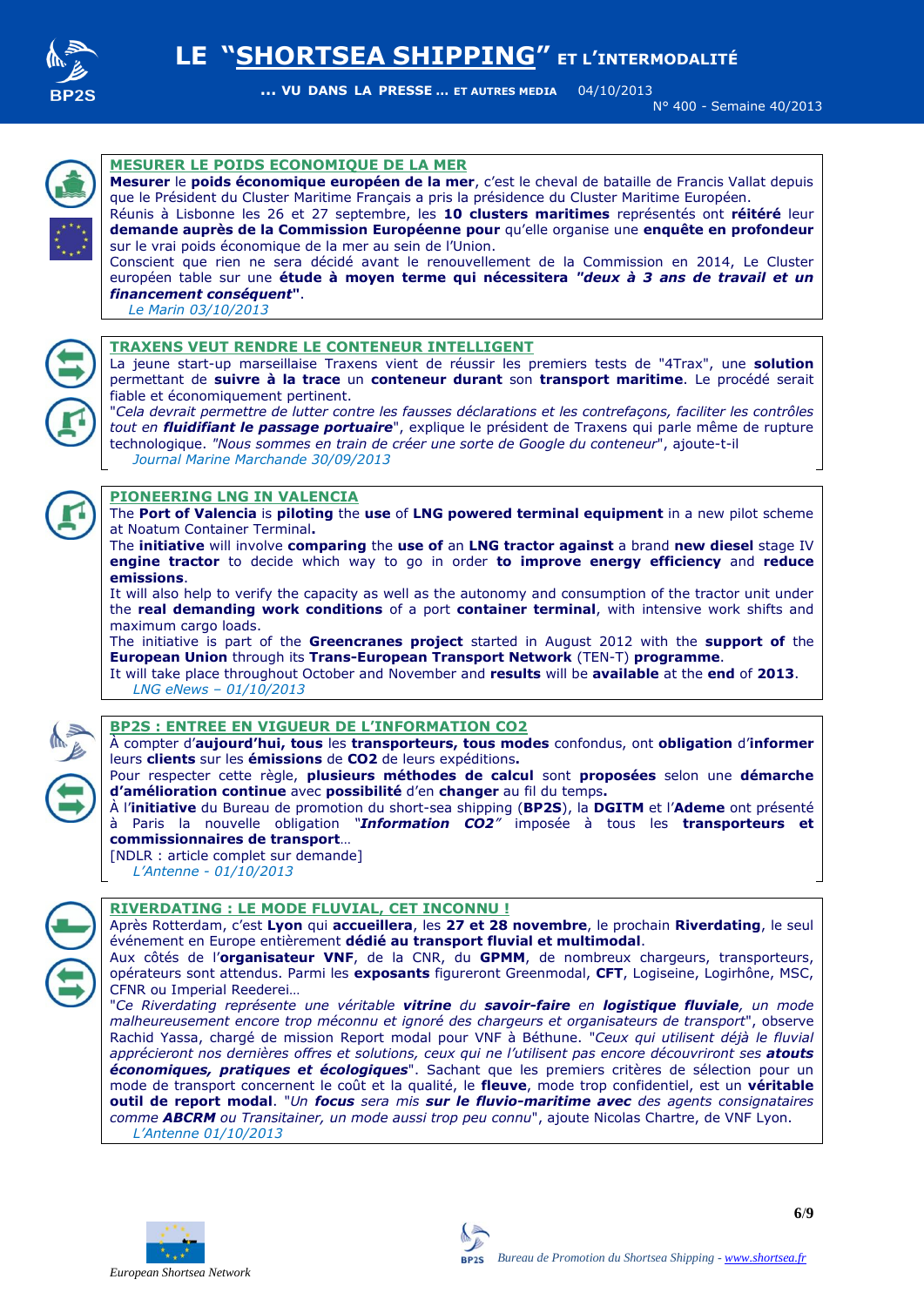## MESURER LE POIDS ECONOMIQUE DE LA MER

**Mesurer** le **poids économique européen de la mer**, c'est le cheval de bataille de Francis Vallat depuis que le Président du Cluster Maritime Français a pris la présidence du Cluster Maritime Européen.
Réunis à Lisbonne les 26 et 27 septembre, les **10 clusters maritimes** représentés ont **réitéré** leur **demande auprès de la Commission Européenne pour** qu'elle organise une **enquête en profondeur** sur le vrai poids économique de la mer au sein de l'Union.
Conscient que rien ne sera décidé avant le renouvellement de la Commission en 2014, Le Cluster européen table sur une **étude à moyen terme qui nécessitera** ***"deux à 3 ans de travail et un financement conséquent"***.

*Le Marin 03/10/2013*

## TRAXENS VEUT RENDRE LE CONTENEUR INTELLIGENT

La jeune start-up marseillaise Traxens vient de réussir les premiers tests de "4Trax", une **solution** permettant de **suivre à la trace** un **conteneur durant** son **transport maritime**. Le procédé serait fiable et économiquement pertinent.
*"Cela devrait permettre de lutter contre les fausses déclarations et les contrefaçons, faciliter les contrôles tout en* ***fluidifiant le passage portuaire****"*, explique le président de Traxens qui parle même de rupture technologique. *"Nous sommes en train de créer une sorte de Google du conteneur"*, ajoute-t-il

*Journal Marine Marchande 30/09/2013*

## PIONEERING LNG IN VALENCIA

The **Port of Valencia** is **piloting** the **use** of **LNG powered terminal equipment** in a new pilot scheme at Noatum Container Terminal**.**
The **initiative** will involve **comparing** the **use of** an **LNG tractor against** a brand **new diesel** stage IV **engine tractor** to decide which way to go in order **to improve energy efficiency** and **reduce emissions**.
It will also help to verify the capacity as well as the autonomy and consumption of the tractor unit under the **real demanding work conditions** of a port **container terminal**, with intensive work shifts and maximum cargo loads.
The initiative is part of the **Greencranes project** started in August 2012 with the **support of** the **European Union** through its **Trans-European Transport Network** (TEN-T) **programme**.
It will take place throughout October and November and **results** will be **available** at the **end** of **2013**.

*LNG eNews – 01/10/2013*

## BP2S : ENTREE EN VIGUEUR DE L'INFORMATION CO2

À compter d'**aujourd'hui, tous** les **transporteurs, tous modes** confondus, ont **obligation** d'**informer** leurs **clients** sur les **émissions** de **CO2** de leurs expéditions**.**
Pour respecter cette règle, **plusieurs méthodes de calcul** sont **proposées** selon une **démarche d'amélioration continue** avec **possibilité** d'en **changer** au fil du temps**.**
À l'**initiative** du Bureau de promotion du short-sea shipping (**BP2S**), la **DGITM** et l'**Ademe** ont présenté à Paris la nouvelle obligation *"**Information CO2**"* imposée à tous les **transporteurs et commissionnaires de transport**…
[NDLR : article complet sur demande]

*L'Antenne - 01/10/2013*

## RIVERDATING : LE MODE FLUVIAL, CET INCONNU !

Après Rotterdam, c'est **Lyon** qui **accueillera**, les **27 et 28 novembre**, le prochain **Riverdating**, le seul événement en Europe entièrement **dédié au transport fluvial et multimodal**.
Aux côtés de l'**organisateur VNF**, de la CNR, du **GPMM**, de nombreux chargeurs, transporteurs, opérateurs sont attendus. Parmi les **exposants** figureront Greenmodal, **CFT**, Logiseine, Logirhône, MSC, CFNR ou Imperial Reederei…
*"Ce Riverdating représente une véritable* ***vitrine*** *du* ***savoir-faire*** *en* ***logistique fluviale****, un mode malheureusement encore trop méconnu et ignoré des chargeurs et organisateurs de transport"*, observe Rachid Yassa, chargé de mission Report modal pour VNF à Béthune. *"Ceux qui utilisent déjà le fluvial apprécieront nos dernières offres et solutions, ceux qui ne l'utilisent pas encore découvriront ses* ***atouts économiques, pratiques et écologiques****"*. Sachant que les premiers critères de sélection pour un mode de transport concernent le coût et la qualité, le **fleuve**, mode trop confidentiel, est un **véritable outil de report modal**. *"Un* ***focus*** *sera mis* ***sur le fluvio-maritime avec*** *des agents consignataires comme* ***ABCRM*** *ou Transitainer, un mode aussi trop peu connu"*, ajoute Nicolas Chartre, de VNF Lyon.

*L'Antenne 01/10/2013*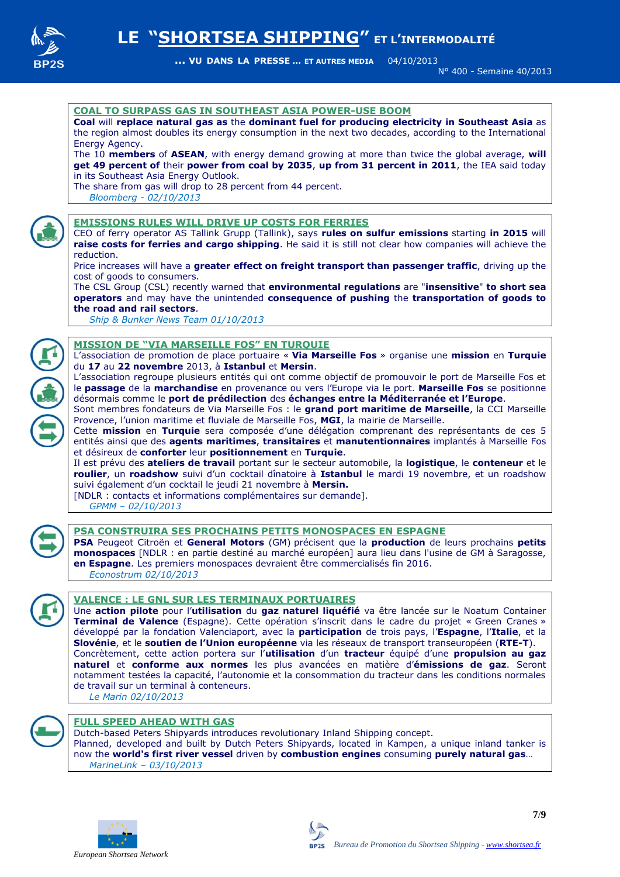## COAL TO SURPASS GAS IN SOUTHEAST ASIA POWER-USE BOOM

**Coal** will **replace natural gas as** the **dominant fuel for producing electricity in Southeast Asia** as the region almost doubles its energy consumption in the next two decades, according to the International Energy Agency.
The 10 **members** of **ASEAN**, with energy demand growing at more than twice the global average, **will get 49 percent of** their **power from coal by 2035**, **up from 31 percent in 2011**, the IEA said today in its Southeast Asia Energy Outlook.
The share from gas will drop to 28 percent from 44 percent.

*Bloomberg - 02/10/2013*

## EMISSIONS RULES WILL DRIVE UP COSTS FOR FERRIES

CEO of ferry operator AS Tallink Grupp (Tallink), says **rules on sulfur emissions** starting **in 2015** will **raise costs for ferries and cargo shipping**. He said it is still not clear how companies will achieve the reduction.
Price increases will have a **greater effect on freight transport than passenger traffic**, driving up the cost of goods to consumers.
The CSL Group (CSL) recently warned that **environmental regulations** are "**insensitive**" **to short sea operators** and may have the unintended **consequence of pushing** the **transportation of goods to the road and rail sectors**.

*Ship & Bunker News Team 01/10/2013*

## MISSION DE "VIA MARSEILLE FOS" EN TURQUIE

L'association de promotion de place portuaire « **Via Marseille Fos** » organise une **mission** en **Turquie** du **17** au **22 novembre** 2013, à **Istanbul** et **Mersin**.
L'association regroupe plusieurs entités qui ont comme objectif de promouvoir le port de Marseille Fos et le **passage** de la **marchandise** en provenance ou vers l'Europe via le port. **Marseille Fos** se positionne désormais comme le **port de prédilection** des **échanges entre la Méditerranée et l'Europe**.
Sont membres fondateurs de Via Marseille Fos : le **grand port maritime de Marseille**, la CCI Marseille Provence, l'union maritime et fluviale de Marseille Fos, **MGI**, la mairie de Marseille.
Cette **mission** en **Turquie** sera composée d'une délégation comprenant des représentants de ces 5 entités ainsi que des **agents maritimes**, **transitaires** et **manutentionnaires** implantés à Marseille Fos et désireux de **conforter** leur **positionnement** en **Turquie**.
Il est prévu des **ateliers de travail** portant sur le secteur automobile, la **logistique**, le **conteneur** et le **roulier**, un **roadshow** suivi d'un cocktail dînatoire à **Istanbul** le mardi 19 novembre, et un roadshow suivi également d'un cocktail le jeudi 21 novembre à **Mersin.**
[NDLR : contacts et informations complémentaires sur demande].

*GPMM – 02/10/2013*

## PSA CONSTRUIRA SES PROCHAINS PETITS MONOSPACES EN ESPAGNE

**PSA** Peugeot Citroën et **General Motors** (GM) précisent que la **production** de leurs prochains **petits monospaces** [NDLR : en partie destiné au marché européen] aura lieu dans l'usine de GM à Saragosse, **en Espagne**. Les premiers monospaces devraient être commercialisés fin 2016.

*Econostrum 02/10/2013*

## VALENCE : LE GNL SUR LES TERMINAUX PORTUAIRES

Une **action pilote** pour l'**utilisation** du **gaz naturel liquéfié** va être lancée sur le Noatum Container **Terminal de Valence** (Espagne). Cette opération s'inscrit dans le cadre du projet « Green Cranes » développé par la fondation Valenciaport, avec la **participation** de trois pays, l'**Espagne**, l'**Italie**, et la **Slovénie**, et le **soutien de l'Union européenne** via les réseaux de transport transeuropéen (**RTE-T**).
Concrètement, cette action portera sur l'**utilisation** d'un **tracteur** équipé d'une **propulsion au gaz naturel** et **conforme aux normes** les plus avancées en matière d'**émissions de gaz**. Seront notamment testées la capacité, l'autonomie et la consommation du tracteur dans les conditions normales de travail sur un terminal à conteneurs.

*Le Marin 02/10/2013*

## FULL SPEED AHEAD WITH GAS

Dutch-based Peters Shipyards introduces revolutionary Inland Shipping concept.
Planned, developed and built by Dutch Peters Shipyards, located in Kampen, a unique inland tanker is now the **world's first river vessel** driven by **combustion engines** consuming **purely natural gas**…

*MarineLink – 03/10/2013*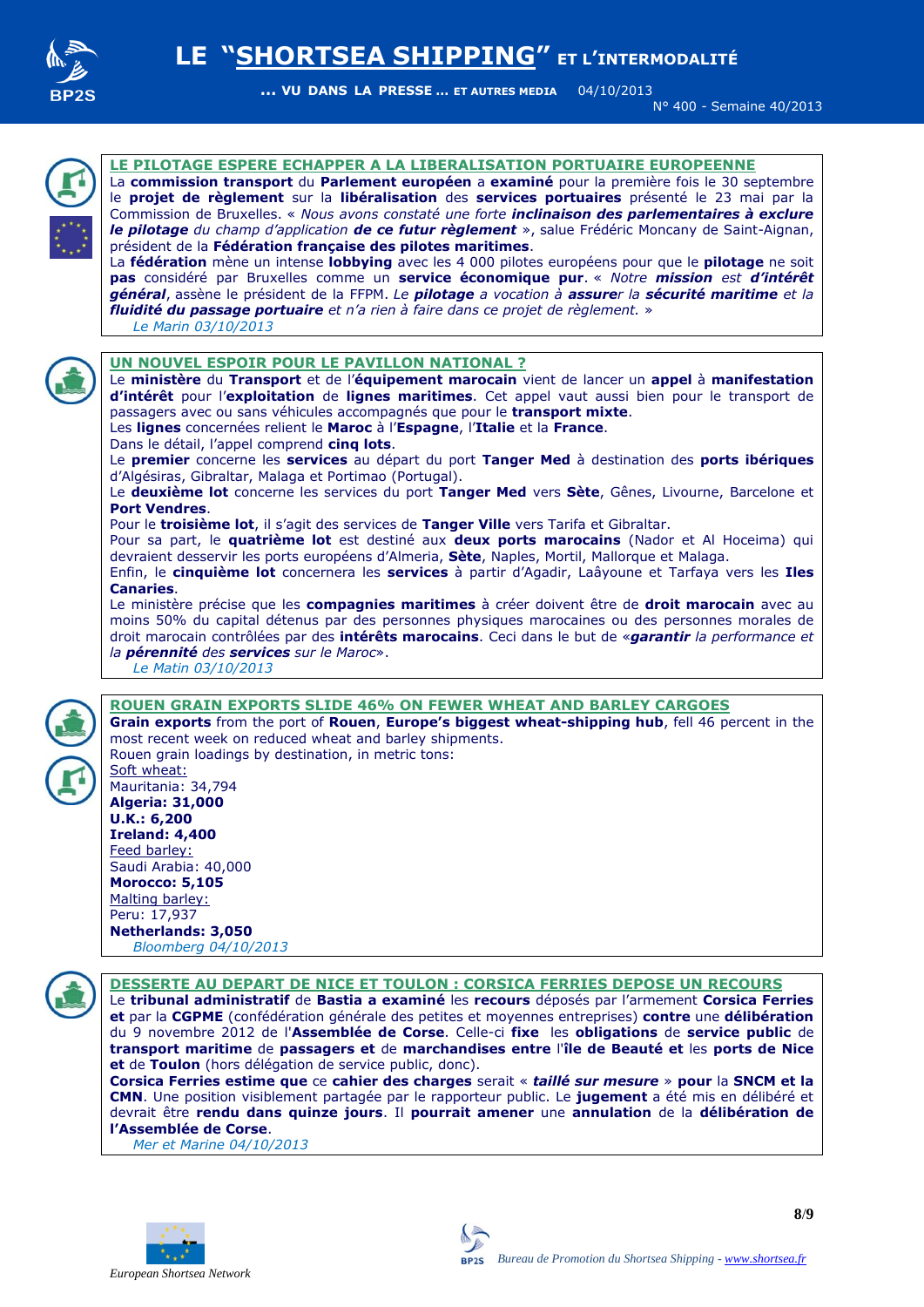## LE PILOTAGE ESPERE ECHAPPER A LA LIBERALISATION PORTUAIRE EUROPEENNE

La **commission transport** du **Parlement européen** a **examiné** pour la première fois le 30 septembre le **projet de règlement** sur la **libéralisation** des **services portuaires** présenté le 23 mai par la Commission de Bruxelles. « *Nous avons constaté une forte* ***inclinaison des parlementaires à exclure le pilotage*** *du champ d'application* ***de ce futur règlement*** », salue Frédéric Moncany de Saint-Aignan, président de la **Fédération française des pilotes maritimes**.

La **fédération** mène un intense **lobbying** avec les 4 000 pilotes européens pour que le **pilotage** ne soit **pas** considéré par Bruxelles comme un **service économique pur**. « *Notre* ***mission*** *est* ***d'intérêt général***, assène le président de la FFPM. *Le* ***pilotage*** *a vocation à* ***assure****r la* ***sécurité maritime*** *et la* ***fluidité du passage portuaire*** *et n'a rien à faire dans ce projet de règlement.* »

*Le Marin 03/10/2013*

## UN NOUVEL ESPOIR POUR LE PAVILLON NATIONAL ?

Le **ministère** du **Transport** et de l'**équipement marocain** vient de lancer un **appel** à **manifestation d'intérêt** pour l'**exploitation** de **lignes maritimes**. Cet appel vaut aussi bien pour le transport de passagers avec ou sans véhicules accompagnés que pour le **transport mixte**.

Les **lignes** concernées relient le **Maroc** à l'**Espagne**, l'**Italie** et la **France**.

Dans le détail, l'appel comprend **cinq lots**.

Le **premier** concerne les **services** au départ du port **Tanger Med** à destination des **ports ibériques** d'Algésiras, Gibraltar, Malaga et Portimao (Portugal).

Le **deuxième lot** concerne les services du port **Tanger Med** vers **Sète**, Gênes, Livourne, Barcelone et **Port Vendres**.

Pour le **troisième lot**, il s'agit des services de **Tanger Ville** vers Tarifa et Gibraltar.

Pour sa part, le **quatrième lot** est destiné aux **deux ports marocains** (Nador et Al Hoceima) qui devraient desservir les ports européens d'Almeria, **Sète**, Naples, Mortil, Mallorque et Malaga.

Enfin, le **cinquième lot** concernera les **services** à partir d'Agadir, Laâyoune et Tarfaya vers les **Iles Canaries**.

Le ministère précise que les **compagnies maritimes** à créer doivent être de **droit marocain** avec au moins 50% du capital détenus par des personnes physiques marocaines ou des personnes morales de droit marocain contrôlées par des **intérêts marocains**. Ceci dans le but de «***garantir*** *la performance et la* ***pérennité*** *des* ***services*** *sur le Maroc*».

*Le Matin 03/10/2013*

## ROUEN GRAIN EXPORTS SLIDE 46% ON FEWER WHEAT AND BARLEY CARGOES

**Grain exports** from the port of **Rouen**, **Europe's biggest wheat-shipping hub**, fell 46 percent in the most recent week on reduced wheat and barley shipments.

Rouen grain loadings by destination, in metric tons:

Soft wheat:
Mauritania: 34,794
**Algeria: 31,000**
**U.K.: 6,200**
**Ireland: 4,400**

Feed barley:
Saudi Arabia: 40,000
**Morocco: 5,105**

Malting barley:
Peru: 17,937
**Netherlands: 3,050**

*Bloomberg 04/10/2013*

## DESSERTE AU DEPART DE NICE ET TOULON : CORSICA FERRIES DEPOSE UN RECOURS

Le **tribunal administratif** de **Bastia a examiné** les **recours** déposés par l'armement **Corsica Ferries et** par la **CGPME** (confédération générale des petites et moyennes entreprises) **contre** une **délibération** du 9 novembre 2012 de l'**Assemblée de Corse**. Celle-ci **fixe** les **obligations** de **service public** de **transport maritime** de **passagers et** de **marchandises entre** l'**île de Beauté et** les **ports de Nice et** de **Toulon** (hors délégation de service public, donc).

**Corsica Ferries estime que** ce **cahier des charges** serait « ***taillé sur mesure*** » **pour** la **SNCM et la CMN**. Une position visiblement partagée par le rapporteur public. Le **jugement** a été mis en délibéré et devrait être **rendu dans quinze jours**. Il **pourrait amener** une **annulation** de la **délibération de l'Assemblée de Corse**.

*Mer et Marine 04/10/2013*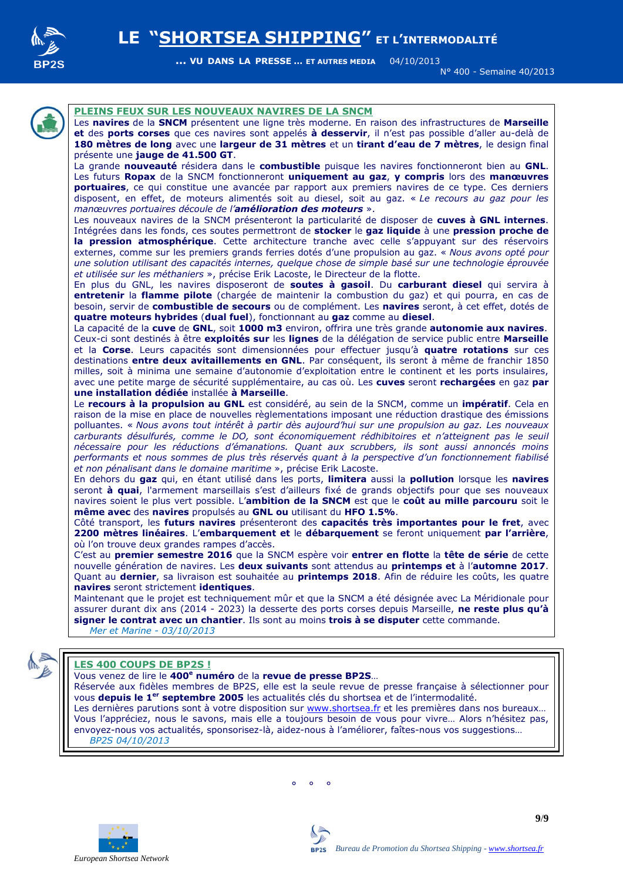## PLEINS FEUX SUR LES NOUVEAUX NAVIRES DE LA SNCM

Les **navires** de la **SNCM** présentent une ligne très moderne. En raison des infrastructures de **Marseille et** des **ports corses** que ces navires sont appelés **à desservir**, il n'est pas possible d'aller au-delà de **180 mètres de long** avec une **largeur de 31 mètres** et un **tirant d'eau de 7 mètres**, le design final présente une **jauge de 41.500 GT**.

La grande **nouveauté** résidera dans le **combustible** puisque les navires fonctionneront bien au **GNL**. Les futurs **Ropax** de la SNCM fonctionneront **uniquement au gaz**, **y compris** lors des **manœuvres portuaires**, ce qui constitue une avancée par rapport aux premiers navires de ce type. Ces derniers disposent, en effet, de moteurs alimentés soit au diesel, soit au gaz. « *Le recours au gaz pour les manœuvres portuaires découle de l'**amélioration des moteurs*** ».

Les nouveaux navires de la SNCM présenteront la particularité de disposer de **cuves à GNL internes**. Intégrées dans les fonds, ces soutes permettront de **stocker** le **gaz liquide** à une **pression proche de la pression atmosphérique**. Cette architecture tranche avec celle s'appuyant sur des réservoirs externes, comme sur les premiers grands ferries dotés d'une propulsion au gaz. « *Nous avons opté pour une solution utilisant des capacités internes, quelque chose de simple basé sur une technologie éprouvée et utilisée sur les méthaniers* », précise Erik Lacoste, le Directeur de la flotte.

En plus du GNL, les navires disposeront de **soutes à gasoil**. Du **carburant diesel** qui servira à **entretenir** la **flamme pilote** (chargée de maintenir la combustion du gaz) et qui pourra, en cas de besoin, servir de **combustible de secours** ou de complément. Les **navires** seront, à cet effet, dotés de **quatre moteurs hybrides** (**dual fuel**), fonctionnant au **gaz** comme au **diesel**.

La capacité de la **cuve** de **GNL**, soit **1000 m3** environ, offrira une très grande **autonomie aux navires**. Ceux-ci sont destinés à être **exploités sur** les **lignes** de la délégation de service public entre **Marseille** et la **Corse**. Leurs capacités sont dimensionnées pour effectuer jusqu'à **quatre rotations** sur ces destinations **entre deux avitaillements en GNL**. Par conséquent, ils seront à même de franchir 1850 milles, soit à minima une semaine d'autonomie d'exploitation entre le continent et les ports insulaires, avec une petite marge de sécurité supplémentaire, au cas où. Les **cuves** seront **rechargées** en gaz **par une installation dédiée** installée **à Marseille**.

Le **recours à la propulsion au GNL** est considéré, au sein de la SNCM, comme un **impératif**. Cela en raison de la mise en place de nouvelles règlementations imposant une réduction drastique des émissions polluantes. « *Nous avons tout intérêt à partir dès aujourd'hui sur une propulsion au gaz. Les nouveaux carburants désulfurés, comme le DO, sont économiquement rédhibitoires et n'atteignent pas le seuil nécessaire pour les réductions d'émanations. Quant aux scrubbers, ils sont aussi annoncés moins performants et nous sommes de plus très réservés quant à la perspective d'un fonctionnement fiabilisé et non pénalisant dans le domaine maritime* », précise Erik Lacoste.

En dehors du **gaz** qui, en étant utilisé dans les ports, **limitera** aussi la **pollution** lorsque les **navires** seront **à quai**, l'armement marseillais s'est d'ailleurs fixé de grands objectifs pour que ses nouveaux navires soient le plus vert possible. L'**ambition de la SNCM** est que le **coût au mille parcouru** soit le **même avec** des **navires** propulsés au **GNL ou** utilisant du **HFO 1.5%**.

Côté transport, les **futurs navires** présenteront des **capacités très importantes pour le fret**, avec **2200 mètres linéaires**. L'**embarquement et** le **débarquement** se feront uniquement **par l'arrière**, où l'on trouve deux grandes rampes d'accès.

C'est au **premier semestre 2016** que la SNCM espère voir **entrer en flotte** la **tête de série** de cette nouvelle génération de navires. Les **deux suivants** sont attendus au **printemps et** à l'**automne 2017**. Quant au **dernier**, sa livraison est souhaitée au **printemps 2018**. Afin de réduire les coûts, les quatre **navires** seront strictement **identiques**.

Maintenant que le projet est techniquement mûr et que la SNCM a été désignée avec La Méridionale pour assurer durant dix ans (2014 - 2023) la desserte des ports corses depuis Marseille, **ne reste plus qu'à signer le contrat avec un chantier**. Ils sont au moins **trois à se disputer** cette commande.

*Mer et Marine - 03/10/2013*

## LES 400 COUPS DE BP2S !

Vous venez de lire le **400e numéro** de la **revue de presse BP2S**…

Réservée aux fidèles membres de BP2S, elle est la seule revue de presse française à sélectionner pour vous **depuis le 1er septembre 2005** les actualités clés du shortsea et de l'intermodalité.

Les dernières parutions sont à votre disposition sur www.shortsea.fr et les premières dans nos bureaux…

Vous l'appréciez, nous le savons, mais elle a toujours besoin de vous pour vivre… Alors n'hésitez pas, envoyez-nous vos actualités, sponsorisez-là, aidez-nous à l'améliorer, faîtes-nous vos suggestions…

*BP2S 04/10/2013*

° ° °